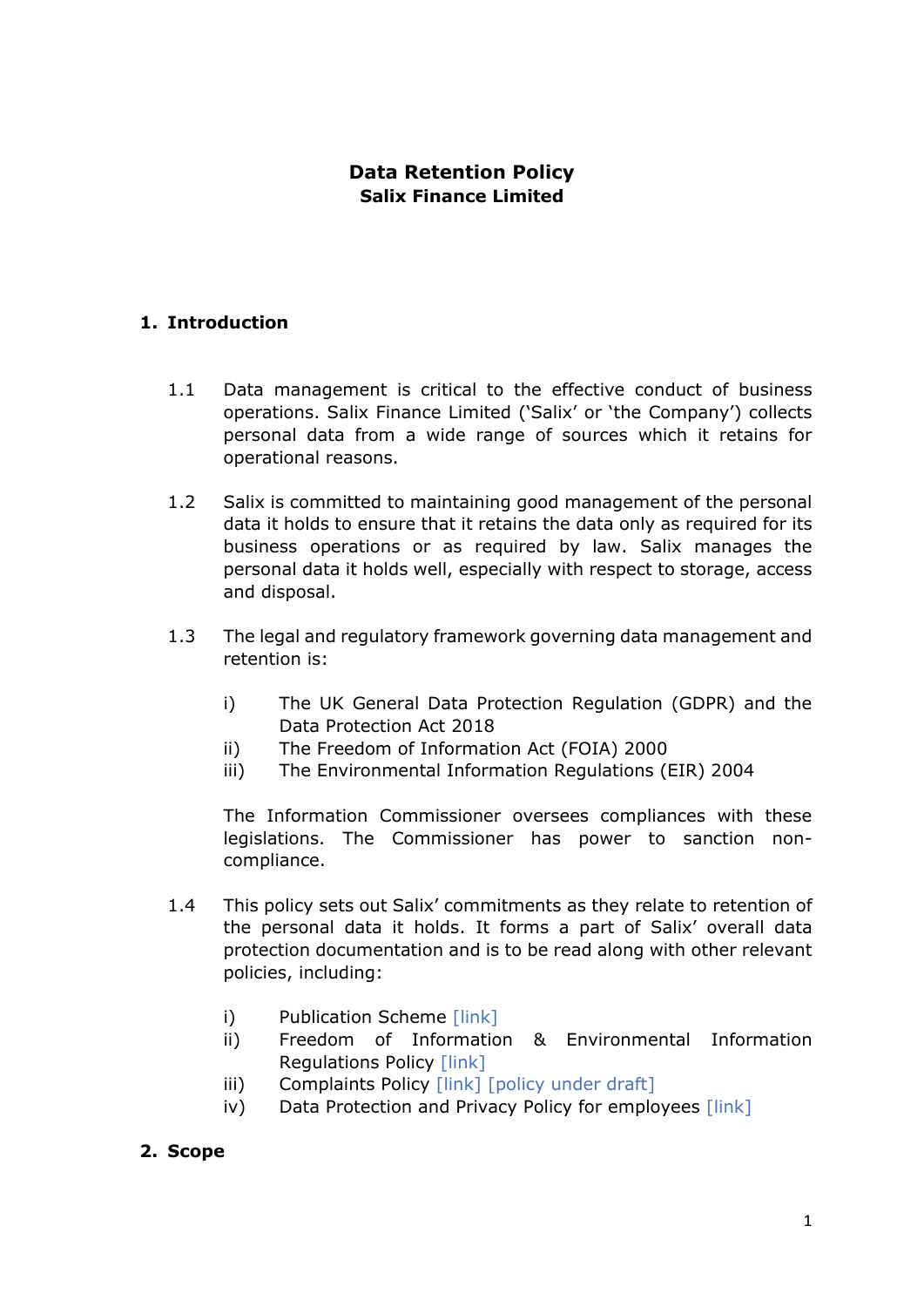# Data Retention Policy
## Salix Finance Limited

## 1. Introduction

1.1 Data management is critical to the effective conduct of business operations. Salix Finance Limited ('Salix' or 'the Company') collects personal data from a wide range of sources which it retains for operational reasons.

1.2 Salix is committed to maintaining good management of the personal data it holds to ensure that it retains the data only as required for its business operations or as required by law. Salix manages the personal data it holds well, especially with respect to storage, access and disposal.

1.3 The legal and regulatory framework governing data management and retention is:

i) The UK General Data Protection Regulation (GDPR) and the Data Protection Act 2018
ii) The Freedom of Information Act (FOIA) 2000
iii) The Environmental Information Regulations (EIR) 2004

The Information Commissioner oversees compliances with these legislations. The Commissioner has power to sanction non-compliance.

1.4 This policy sets out Salix' commitments as they relate to retention of the personal data it holds. It forms a part of Salix' overall data protection documentation and is to be read along with other relevant policies, including:

i) Publication Scheme [link]
ii) Freedom of Information & Environmental Information Regulations Policy [link]
iii) Complaints Policy [link] [policy under draft]
iv) Data Protection and Privacy Policy for employees [link]

## 2. Scope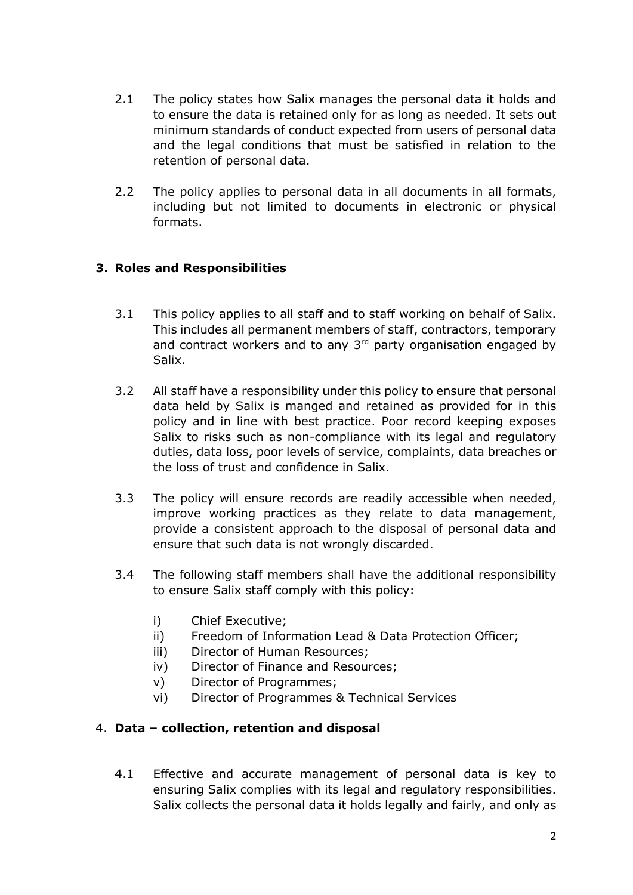2.1 The policy states how Salix manages the personal data it holds and to ensure the data is retained only for as long as needed. It sets out minimum standards of conduct expected from users of personal data and the legal conditions that must be satisfied in relation to the retention of personal data.

2.2 The policy applies to personal data in all documents in all formats, including but not limited to documents in electronic or physical formats.

## 3. Roles and Responsibilities

3.1 This policy applies to all staff and to staff working on behalf of Salix. This includes all permanent members of staff, contractors, temporary and contract workers and to any 3rd party organisation engaged by Salix.

3.2 All staff have a responsibility under this policy to ensure that personal data held by Salix is manged and retained as provided for in this policy and in line with best practice. Poor record keeping exposes Salix to risks such as non-compliance with its legal and regulatory duties, data loss, poor levels of service, complaints, data breaches or the loss of trust and confidence in Salix.

3.3 The policy will ensure records are readily accessible when needed, improve working practices as they relate to data management, provide a consistent approach to the disposal of personal data and ensure that such data is not wrongly discarded.

3.4 The following staff members shall have the additional responsibility to ensure Salix staff comply with this policy:

i) Chief Executive;
ii) Freedom of Information Lead & Data Protection Officer;
iii) Director of Human Resources;
iv) Director of Finance and Resources;
v) Director of Programmes;
vi) Director of Programmes & Technical Services

## 4. Data – collection, retention and disposal

4.1 Effective and accurate management of personal data is key to ensuring Salix complies with its legal and regulatory responsibilities. Salix collects the personal data it holds legally and fairly, and only as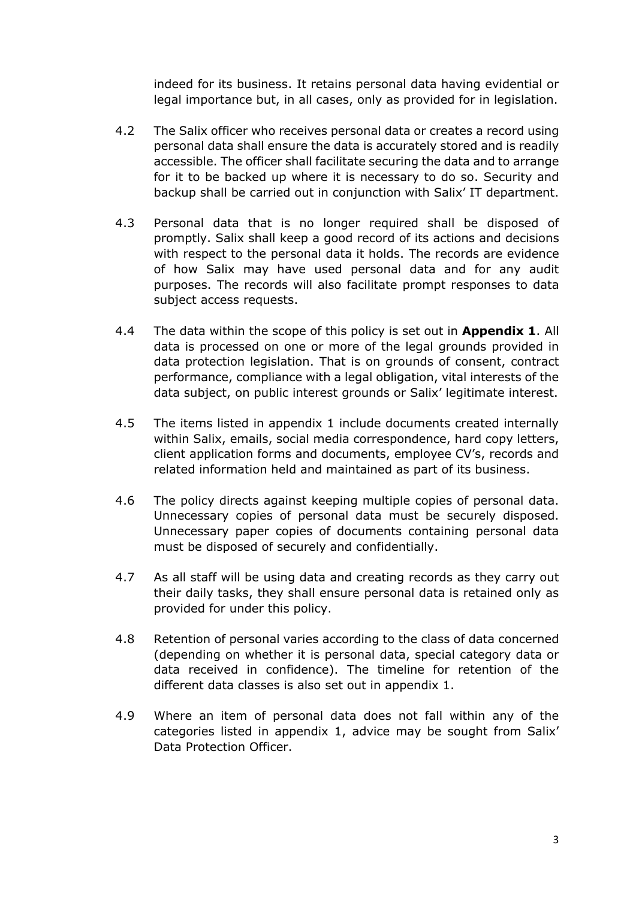indeed for its business. It retains personal data having evidential or legal importance but, in all cases, only as provided for in legislation.

4.2 The Salix officer who receives personal data or creates a record using personal data shall ensure the data is accurately stored and is readily accessible. The officer shall facilitate securing the data and to arrange for it to be backed up where it is necessary to do so. Security and backup shall be carried out in conjunction with Salix' IT department.

4.3 Personal data that is no longer required shall be disposed of promptly. Salix shall keep a good record of its actions and decisions with respect to the personal data it holds. The records are evidence of how Salix may have used personal data and for any audit purposes. The records will also facilitate prompt responses to data subject access requests.

4.4 The data within the scope of this policy is set out in **Appendix 1**. All data is processed on one or more of the legal grounds provided in data protection legislation. That is on grounds of consent, contract performance, compliance with a legal obligation, vital interests of the data subject, on public interest grounds or Salix' legitimate interest.

4.5 The items listed in appendix 1 include documents created internally within Salix, emails, social media correspondence, hard copy letters, client application forms and documents, employee CV's, records and related information held and maintained as part of its business.

4.6 The policy directs against keeping multiple copies of personal data. Unnecessary copies of personal data must be securely disposed. Unnecessary paper copies of documents containing personal data must be disposed of securely and confidentially.

4.7 As all staff will be using data and creating records as they carry out their daily tasks, they shall ensure personal data is retained only as provided for under this policy.

4.8 Retention of personal varies according to the class of data concerned (depending on whether it is personal data, special category data or data received in confidence). The timeline for retention of the different data classes is also set out in appendix 1.

4.9 Where an item of personal data does not fall within any of the categories listed in appendix 1, advice may be sought from Salix' Data Protection Officer.